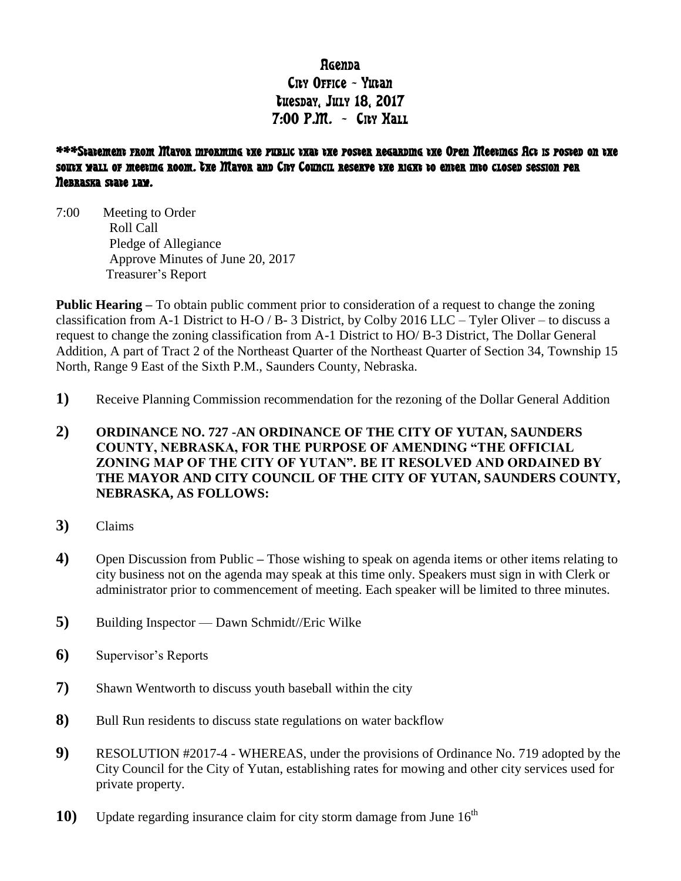# Agenda
# City Office - Yutan
# Tuesday, July 18, 2017
# 7:00 P.M. - City Hall

***Statement from Mayor informing the public that the poster regarding the Open Meetings Act is posted on the south wall of meeting room. The Mayor and City Council reserve the right to enter into closed session per Nebraska state law.

7:00 Meeting to Order
Roll Call
Pledge of Allegiance
Approve Minutes of June 20, 2017
Treasurer's Report

**Public Hearing –** To obtain public comment prior to consideration of a request to change the zoning classification from A-1 District to H-O / B- 3 District, by Colby 2016 LLC – Tyler Oliver – to discuss a request to change the zoning classification from A-1 District to HO/ B-3 District, The Dollar General Addition, A part of Tract 2 of the Northeast Quarter of the Northeast Quarter of Section 34, Township 15 North, Range 9 East of the Sixth P.M., Saunders County, Nebraska.

**1)** Receive Planning Commission recommendation for the rezoning of the Dollar General Addition

**2)** **ORDINANCE NO. 727 -AN ORDINANCE OF THE CITY OF YUTAN, SAUNDERS COUNTY, NEBRASKA, FOR THE PURPOSE OF AMENDING "THE OFFICIAL ZONING MAP OF THE CITY OF YUTAN". BE IT RESOLVED AND ORDAINED BY THE MAYOR AND CITY COUNCIL OF THE CITY OF YUTAN, SAUNDERS COUNTY, NEBRASKA, AS FOLLOWS:**

**3)** Claims

**4)** Open Discussion from Public – Those wishing to speak on agenda items or other items relating to city business not on the agenda may speak at this time only. Speakers must sign in with Clerk or administrator prior to commencement of meeting. Each speaker will be limited to three minutes.

**5)** Building Inspector — Dawn Schmidt//Eric Wilke

**6)** Supervisor's Reports

**7)** Shawn Wentworth to discuss youth baseball within the city

**8)** Bull Run residents to discuss state regulations on water backflow

**9)** RESOLUTION #2017-4 - WHEREAS, under the provisions of Ordinance No. 719 adopted by the City Council for the City of Yutan, establishing rates for mowing and other city services used for private property.

**10)** Update regarding insurance claim for city storm damage from June 16th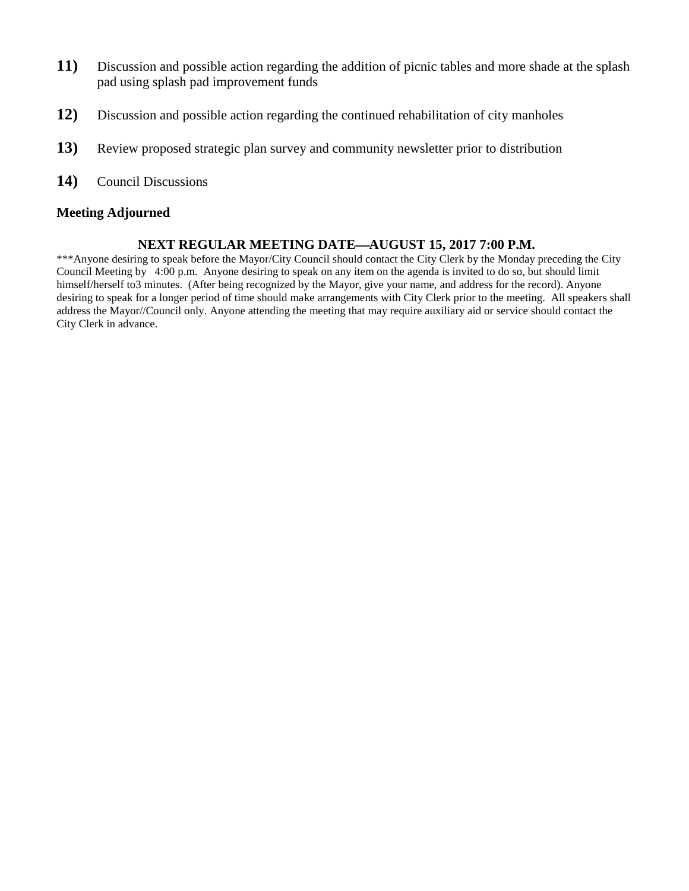**11)** Discussion and possible action regarding the addition of picnic tables and more shade at the splash pad using splash pad improvement funds

**12)** Discussion and possible action regarding the continued rehabilitation of city manholes

**13)** Review proposed strategic plan survey and community newsletter prior to distribution

**14)** Council Discussions

**Meeting Adjourned**

**NEXT REGULAR MEETING DATE—AUGUST 15, 2017 7:00 P.M.**

***Anyone desiring to speak before the Mayor/City Council should contact the City Clerk by the Monday preceding the City Council Meeting by 4:00 p.m. Anyone desiring to speak on any item on the agenda is invited to do so, but should limit himself/herself to3 minutes. (After being recognized by the Mayor, give your name, and address for the record). Anyone desiring to speak for a longer period of time should make arrangements with City Clerk prior to the meeting. All speakers shall address the Mayor//Council only. Anyone attending the meeting that may require auxiliary aid or service should contact the City Clerk in advance.